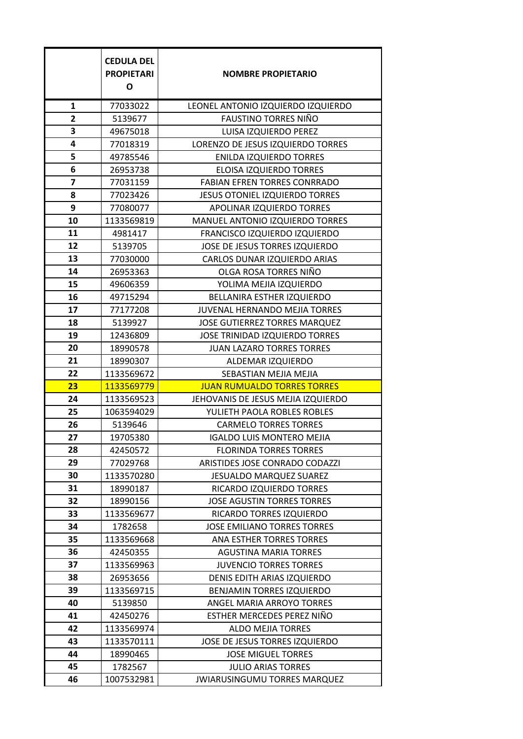| | CEDULA DEL PROPIETARIO | NOMBRE PROPIETARIO |
|---|---|---|
| 1 | 77033022 | LEONEL ANTONIO IZQUIERDO IZQUIERDO |
| 2 | 5139677 | FAUSTINO TORRES NIÑO |
| 3 | 49675018 | LUISA IZQUIERDO PEREZ |
| 4 | 77018319 | LORENZO DE JESUS IZQUIERDO TORRES |
| 5 | 49785546 | ENILDA IZQUIERDO TORRES |
| 6 | 26953738 | ELOISA IZQUIERDO TORRES |
| 7 | 77031159 | FABIAN EFREN TORRES CONRRADO |
| 8 | 77023426 | JESUS OTONIEL IZQUIERDO TORRES |
| 9 | 77080077 | APOLINAR IZQUIERDO TORRES |
| 10 | 1133569819 | MANUEL ANTONIO IZQUIERDO TORRES |
| 11 | 4981417 | FRANCISCO IZQUIERDO IZQUIERDO |
| 12 | 5139705 | JOSE DE JESUS TORRES IZQUIERDO |
| 13 | 77030000 | CARLOS DUNAR IZQUIERDO ARIAS |
| 14 | 26953363 | OLGA ROSA TORRES NIÑO |
| 15 | 49606359 | YOLIMA MEJIA IZQUIERDO |
| 16 | 49715294 | BELLANIRA ESTHER IZQUIERDO |
| 17 | 77177208 | JUVENAL HERNANDO MEJIA TORRES |
| 18 | 5139927 | JOSE GUTIERREZ TORRES MARQUEZ |
| 19 | 12436809 | JOSE TRINIDAD IZQUIERDO TORRES |
| 20 | 18990578 | JUAN LAZARO TORRES TORRES |
| 21 | 18990307 | ALDEMAR IZQUIERDO |
| 22 | 1133569672 | SEBASTIAN MEJIA MEJIA |
| 23 | 1133569779 | JUAN RUMUALDO TORRES TORRES |
| 24 | 1133569523 | JEHOVANIS DE JESUS MEJIA IZQUIERDO |
| 25 | 1063594029 | YULIETH PAOLA ROBLES ROBLES |
| 26 | 5139646 | CARMELO TORRES TORRES |
| 27 | 19705380 | IGALDO LUIS MONTERO MEJIA |
| 28 | 42450572 | FLORINDA TORRES TORRES |
| 29 | 77029768 | ARISTIDES JOSE CONRADO CODAZZI |
| 30 | 1133570280 | JESUALDO MARQUEZ SUAREZ |
| 31 | 18990187 | RICARDO IZQUIERDO TORRES |
| 32 | 18990156 | JOSE AGUSTIN TORRES TORRES |
| 33 | 1133569677 | RICARDO TORRES IZQUIERDO |
| 34 | 1782658 | JOSE EMILIANO TORRES TORRES |
| 35 | 1133569668 | ANA ESTHER TORRES TORRES |
| 36 | 42450355 | AGUSTINA MARIA TORRES |
| 37 | 1133569963 | JUVENCIO TORRES TORRES |
| 38 | 26953656 | DENIS EDITH ARIAS IZQUIERDO |
| 39 | 1133569715 | BENJAMIN TORRES IZQUIERDO |
| 40 | 5139850 | ANGEL MARIA ARROYO TORRES |
| 41 | 42450276 | ESTHER MERCEDES PEREZ NIÑO |
| 42 | 1133569974 | ALDO MEJIA TORRES |
| 43 | 1133570111 | JOSE DE JESUS TORRES IZQUIERDO |
| 44 | 18990465 | JOSE MIGUEL TORRES |
| 45 | 1782567 | JULIO ARIAS TORRES |
| 46 | 1007532981 | JWIARUSINGUMU TORRES MARQUEZ |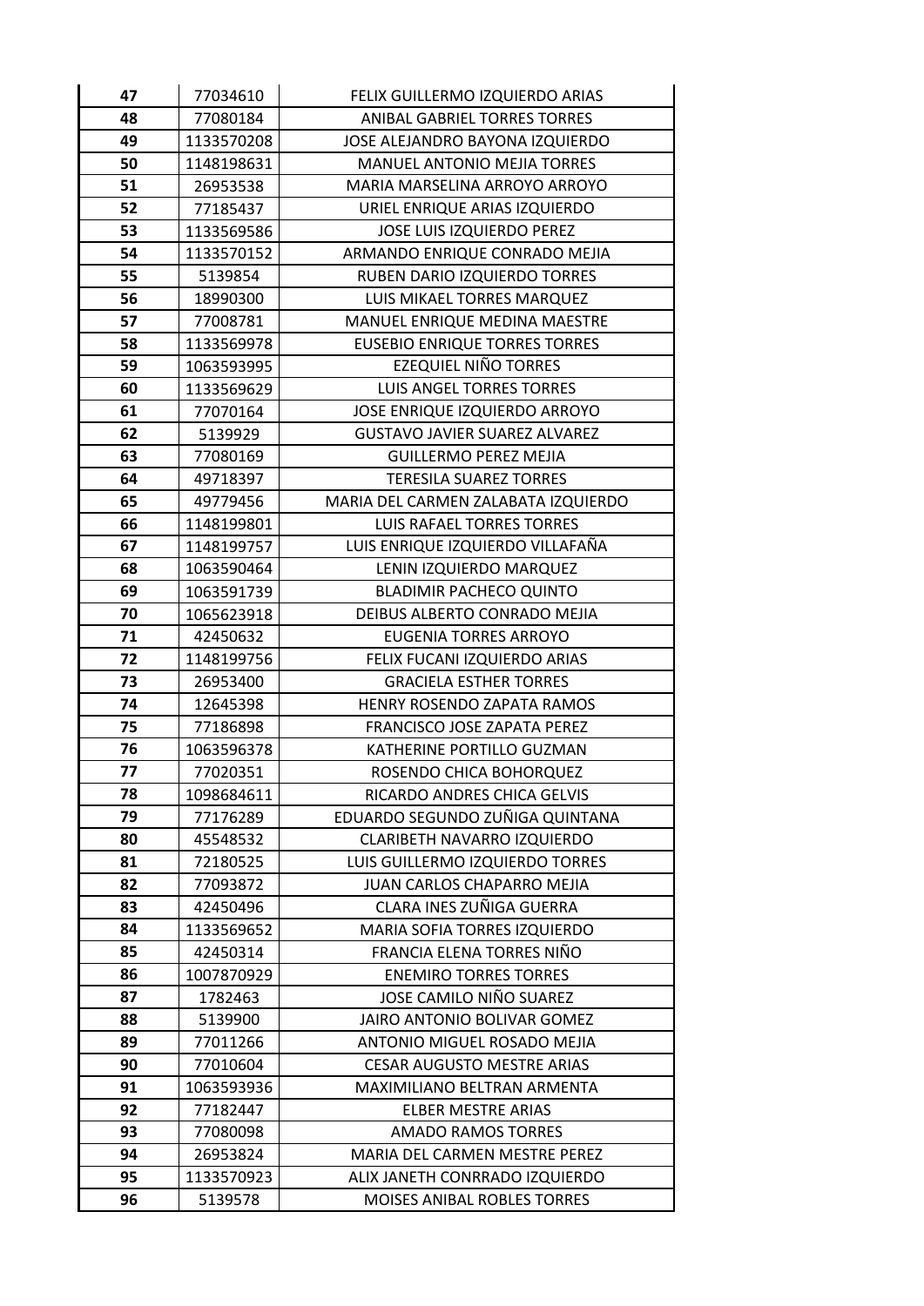| | | |
|---|---|---|
| 47 | 77034610 | FELIX GUILLERMO IZQUIERDO ARIAS |
| 48 | 77080184 | ANIBAL GABRIEL TORRES TORRES |
| 49 | 1133570208 | JOSE ALEJANDRO BAYONA IZQUIERDO |
| 50 | 1148198631 | MANUEL ANTONIO MEJIA TORRES |
| 51 | 26953538 | MARIA MARSELINA ARROYO ARROYO |
| 52 | 77185437 | URIEL ENRIQUE ARIAS IZQUIERDO |
| 53 | 1133569586 | JOSE LUIS IZQUIERDO PEREZ |
| 54 | 1133570152 | ARMANDO ENRIQUE CONRADO MEJIA |
| 55 | 5139854 | RUBEN DARIO IZQUIERDO TORRES |
| 56 | 18990300 | LUIS MIKAEL TORRES MARQUEZ |
| 57 | 77008781 | MANUEL ENRIQUE MEDINA MAESTRE |
| 58 | 1133569978 | EUSEBIO ENRIQUE TORRES TORRES |
| 59 | 1063593995 | EZEQUIEL NIÑO TORRES |
| 60 | 1133569629 | LUIS ANGEL TORRES TORRES |
| 61 | 77070164 | JOSE ENRIQUE IZQUIERDO ARROYO |
| 62 | 5139929 | GUSTAVO JAVIER SUAREZ ALVAREZ |
| 63 | 77080169 | GUILLERMO PEREZ MEJIA |
| 64 | 49718397 | TERESILA SUAREZ TORRES |
| 65 | 49779456 | MARIA DEL CARMEN ZALABATA IZQUIERDO |
| 66 | 1148199801 | LUIS RAFAEL TORRES TORRES |
| 67 | 1148199757 | LUIS ENRIQUE IZQUIERDO VILLAFAÑA |
| 68 | 1063590464 | LENIN IZQUIERDO MARQUEZ |
| 69 | 1063591739 | BLADIMIR PACHECO QUINTO |
| 70 | 1065623918 | DEIBUS ALBERTO CONRADO MEJIA |
| 71 | 42450632 | EUGENIA TORRES ARROYO |
| 72 | 1148199756 | FELIX FUCANI IZQUIERDO ARIAS |
| 73 | 26953400 | GRACIELA ESTHER TORRES |
| 74 | 12645398 | HENRY ROSENDO ZAPATA RAMOS |
| 75 | 77186898 | FRANCISCO JOSE ZAPATA PEREZ |
| 76 | 1063596378 | KATHERINE PORTILLO GUZMAN |
| 77 | 77020351 | ROSENDO CHICA BOHORQUEZ |
| 78 | 1098684611 | RICARDO ANDRES CHICA GELVIS |
| 79 | 77176289 | EDUARDO SEGUNDO ZUÑIGA QUINTANA |
| 80 | 45548532 | CLARIBETH NAVARRO IZQUIERDO |
| 81 | 72180525 | LUIS GUILLERMO IZQUIERDO TORRES |
| 82 | 77093872 | JUAN CARLOS CHAPARRO MEJIA |
| 83 | 42450496 | CLARA INES ZUÑIGA GUERRA |
| 84 | 1133569652 | MARIA SOFIA TORRES IZQUIERDO |
| 85 | 42450314 | FRANCIA ELENA TORRES NIÑO |
| 86 | 1007870929 | ENEMIRO TORRES TORRES |
| 87 | 1782463 | JOSE CAMILO NIÑO SUAREZ |
| 88 | 5139900 | JAIRO ANTONIO BOLIVAR GOMEZ |
| 89 | 77011266 | ANTONIO MIGUEL ROSADO MEJIA |
| 90 | 77010604 | CESAR AUGUSTO MESTRE ARIAS |
| 91 | 1063593936 | MAXIMILIANO BELTRAN ARMENTA |
| 92 | 77182447 | ELBER MESTRE ARIAS |
| 93 | 77080098 | AMADO RAMOS TORRES |
| 94 | 26953824 | MARIA DEL CARMEN MESTRE PEREZ |
| 95 | 1133570923 | ALIX JANETH CONRRADO IZQUIERDO |
| 96 | 5139578 | MOISES ANIBAL ROBLES TORRES |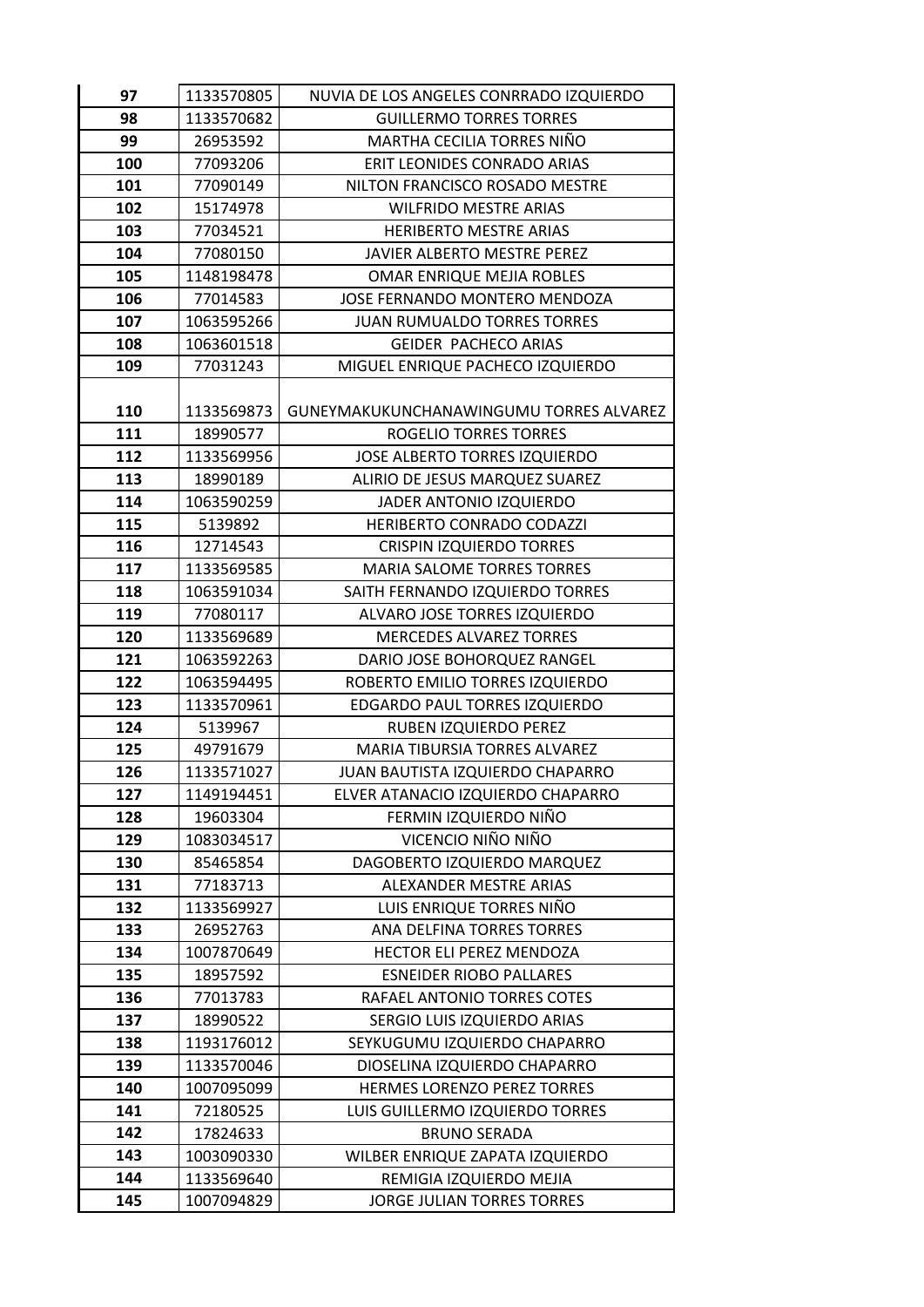| 97 | 1133570805 | NUVIA DE LOS ANGELES CONRRADO IZQUIERDO |
|---|---|---|
| 98 | 1133570682 | GUILLERMO TORRES TORRES |
| 99 | 26953592 | MARTHA CECILIA TORRES NIÑO |
| 100 | 77093206 | ERIT LEONIDES CONRADO ARIAS |
| 101 | 77090149 | NILTON FRANCISCO ROSADO MESTRE |
| 102 | 15174978 | WILFRIDO MESTRE ARIAS |
| 103 | 77034521 | HERIBERTO MESTRE ARIAS |
| 104 | 77080150 | JAVIER ALBERTO MESTRE PEREZ |
| 105 | 1148198478 | OMAR ENRIQUE MEJIA ROBLES |
| 106 | 77014583 | JOSE FERNANDO MONTERO MENDOZA |
| 107 | 1063595266 | JUAN RUMUALDO TORRES TORRES |
| 108 | 1063601518 | GEIDER PACHECO ARIAS |
| 109 | 77031243 | MIGUEL ENRIQUE PACHECO IZQUIERDO |
| 110 | 1133569873 | GUNEYMAKUKUNCHANAWINGUMU TORRES ALVAREZ |
| 111 | 18990577 | ROGELIO TORRES TORRES |
| 112 | 1133569956 | JOSE ALBERTO TORRES IZQUIERDO |
| 113 | 18990189 | ALIRIO DE JESUS MARQUEZ SUAREZ |
| 114 | 1063590259 | JADER ANTONIO IZQUIERDO |
| 115 | 5139892 | HERIBERTO CONRADO CODAZZI |
| 116 | 12714543 | CRISPIN IZQUIERDO TORRES |
| 117 | 1133569585 | MARIA SALOME TORRES TORRES |
| 118 | 1063591034 | SAITH FERNANDO IZQUIERDO TORRES |
| 119 | 77080117 | ALVARO JOSE TORRES IZQUIERDO |
| 120 | 1133569689 | MERCEDES ALVAREZ TORRES |
| 121 | 1063592263 | DARIO JOSE BOHORQUEZ RANGEL |
| 122 | 1063594495 | ROBERTO EMILIO TORRES IZQUIERDO |
| 123 | 1133570961 | EDGARDO PAUL TORRES IZQUIERDO |
| 124 | 5139967 | RUBEN IZQUIERDO PEREZ |
| 125 | 49791679 | MARIA TIBURSIA TORRES ALVAREZ |
| 126 | 1133571027 | JUAN BAUTISTA IZQUIERDO CHAPARRO |
| 127 | 1149194451 | ELVER ATANACIO IZQUIERDO CHAPARRO |
| 128 | 19603304 | FERMIN IZQUIERDO NIÑO |
| 129 | 1083034517 | VICENCIO NIÑO NIÑO |
| 130 | 85465854 | DAGOBERTO IZQUIERDO MARQUEZ |
| 131 | 77183713 | ALEXANDER MESTRE ARIAS |
| 132 | 1133569927 | LUIS ENRIQUE TORRES NIÑO |
| 133 | 26952763 | ANA DELFINA TORRES TORRES |
| 134 | 1007870649 | HECTOR ELI PEREZ MENDOZA |
| 135 | 18957592 | ESNEIDER RIOBO PALLARES |
| 136 | 77013783 | RAFAEL ANTONIO TORRES COTES |
| 137 | 18990522 | SERGIO LUIS IZQUIERDO ARIAS |
| 138 | 1193176012 | SEYKUGUMU IZQUIERDO CHAPARRO |
| 139 | 1133570046 | DIOSELINA IZQUIERDO CHAPARRO |
| 140 | 1007095099 | HERMES LORENZO PEREZ TORRES |
| 141 | 72180525 | LUIS GUILLERMO IZQUIERDO TORRES |
| 142 | 17824633 | BRUNO SERADA |
| 143 | 1003090330 | WILBER ENRIQUE ZAPATA IZQUIERDO |
| 144 | 1133569640 | REMIGIA IZQUIERDO MEJIA |
| 145 | 1007094829 | JORGE JULIAN TORRES TORRES |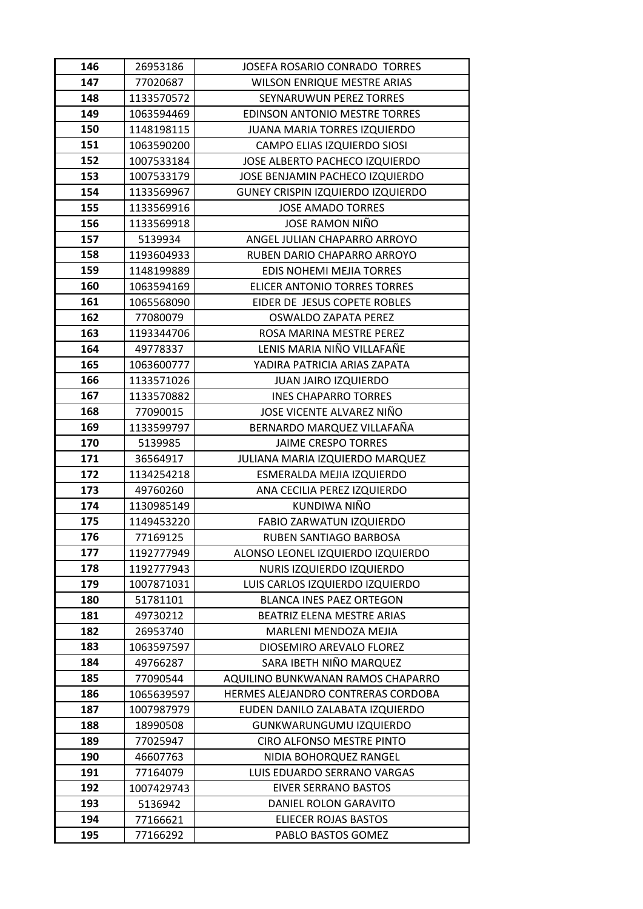| | | |
|---|---|---|
| **146** | 26953186 | JOSEFA ROSARIO CONRADO TORRES |
| **147** | 77020687 | WILSON ENRIQUE MESTRE ARIAS |
| **148** | 1133570572 | SEYNARUWUN PEREZ TORRES |
| **149** | 1063594469 | EDINSON ANTONIO MESTRE TORRES |
| **150** | 1148198115 | JUANA MARIA TORRES IZQUIERDO |
| **151** | 1063590200 | CAMPO ELIAS IZQUIERDO SIOSI |
| **152** | 1007533184 | JOSE ALBERTO PACHECO IZQUIERDO |
| **153** | 1007533179 | JOSE BENJAMIN PACHECO IZQUIERDO |
| **154** | 1133569967 | GUNEY CRISPIN IZQUIERDO IZQUIERDO |
| **155** | 1133569916 | JOSE AMADO TORRES |
| **156** | 1133569918 | JOSE RAMON NIÑO |
| **157** | 5139934 | ANGEL JULIAN CHAPARRO ARROYO |
| **158** | 1193604933 | RUBEN DARIO CHAPARRO ARROYO |
| **159** | 1148199889 | EDIS NOHEMI MEJIA TORRES |
| **160** | 1063594169 | ELICER ANTONIO TORRES TORRES |
| **161** | 1065568090 | EIDER DE JESUS COPETE ROBLES |
| **162** | 77080079 | OSWALDO ZAPATA PEREZ |
| **163** | 1193344706 | ROSA MARINA MESTRE PEREZ |
| **164** | 49778337 | LENIS MARIA NIÑO VILLAFAÑE |
| **165** | 1063600777 | YADIRA PATRICIA ARIAS ZAPATA |
| **166** | 1133571026 | JUAN JAIRO IZQUIERDO |
| **167** | 1133570882 | INES CHAPARRO TORRES |
| **168** | 77090015 | JOSE VICENTE ALVAREZ NIÑO |
| **169** | 1133599797 | BERNARDO MARQUEZ VILLAFAÑA |
| **170** | 5139985 | JAIME CRESPO TORRES |
| **171** | 36564917 | JULIANA MARIA IZQUIERDO MARQUEZ |
| **172** | 1134254218 | ESMERALDA MEJIA IZQUIERDO |
| **173** | 49760260 | ANA CECILIA PEREZ IZQUIERDO |
| **174** | 1130985149 | KUNDIWA NIÑO |
| **175** | 1149453220 | FABIO ZARWATUN IZQUIERDO |
| **176** | 77169125 | RUBEN SANTIAGO BARBOSA |
| **177** | 1192777949 | ALONSO LEONEL IZQUIERDO IZQUIERDO |
| **178** | 1192777943 | NURIS IZQUIERDO IZQUIERDO |
| **179** | 1007871031 | LUIS CARLOS IZQUIERDO IZQUIERDO |
| **180** | 51781101 | BLANCA INES PAEZ ORTEGON |
| **181** | 49730212 | BEATRIZ ELENA MESTRE ARIAS |
| **182** | 26953740 | MARLENI MENDOZA MEJIA |
| **183** | 1063597597 | DIOSEMIRO AREVALO FLOREZ |
| **184** | 49766287 | SARA IBETH NIÑO MARQUEZ |
| **185** | 77090544 | AQUILINO BUNKWANAN RAMOS CHAPARRO |
| **186** | 1065639597 | HERMES ALEJANDRO CONTRERAS CORDOBA |
| **187** | 1007987979 | EUDEN DANILO ZALABATA IZQUIERDO |
| **188** | 18990508 | GUNKWARUNGUMU IZQUIERDO |
| **189** | 77025947 | CIRO ALFONSO MESTRE PINTO |
| **190** | 46607763 | NIDIA BOHORQUEZ RANGEL |
| **191** | 77164079 | LUIS EDUARDO SERRANO VARGAS |
| **192** | 1007429743 | EIVER SERRANO BASTOS |
| **193** | 5136942 | DANIEL ROLON GARAVITO |
| **194** | 77166621 | ELIECER ROJAS BASTOS |
| **195** | 77166292 | PABLO BASTOS GOMEZ |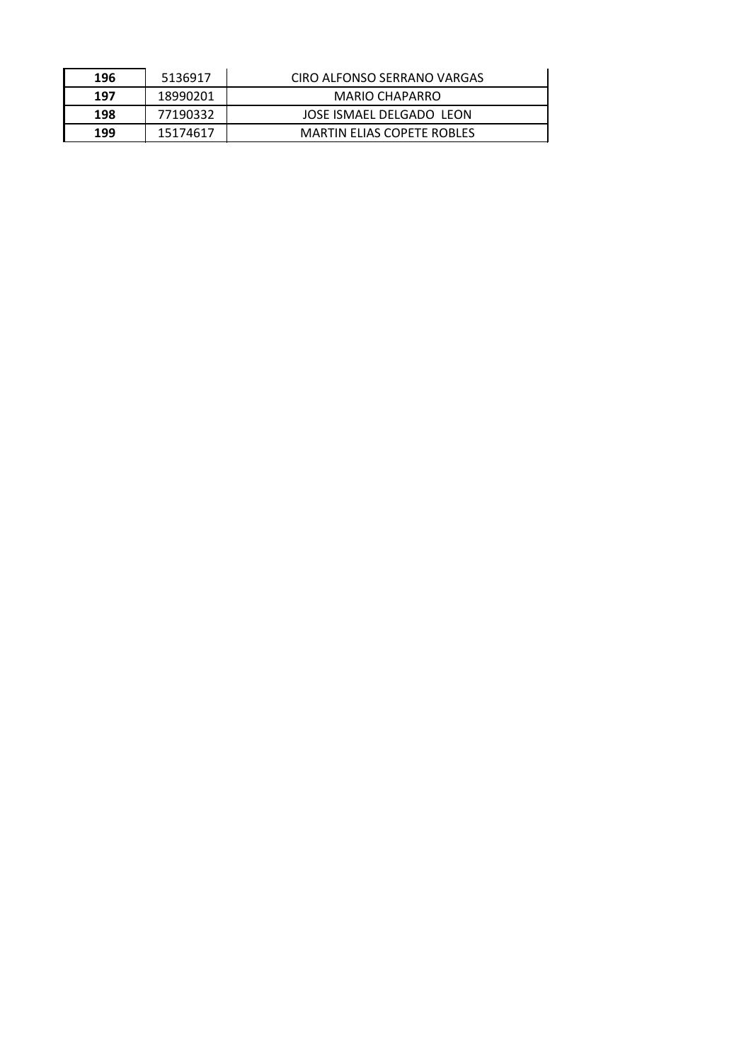| | | |
|---|---|---|
| **196** | 5136917 | CIRO ALFONSO SERRANO VARGAS |
| **197** | 18990201 | MARIO CHAPARRO |
| **198** | 77190332 | JOSE ISMAEL DELGADO LEON |
| **199** | 15174617 | MARTIN ELIAS COPETE ROBLES |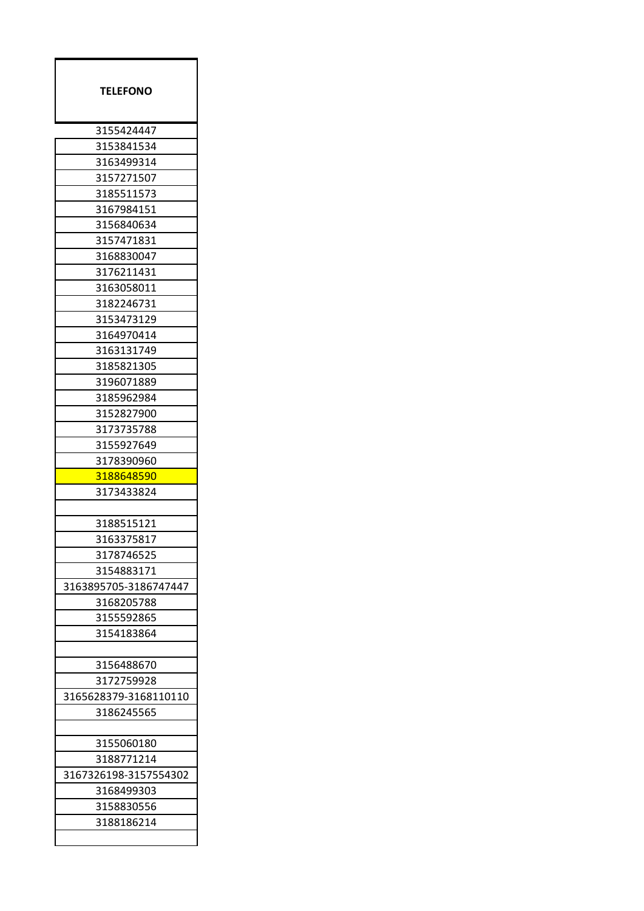| TELEFONO |
| --- |
| 3155424447 |
| 3153841534 |
| 3163499314 |
| 3157271507 |
| 3185511573 |
| 3167984151 |
| 3156840634 |
| 3157471831 |
| 3168830047 |
| 3176211431 |
| 3163058011 |
| 3182246731 |
| 3153473129 |
| 3164970414 |
| 3163131749 |
| 3185821305 |
| 3196071889 |
| 3185962984 |
| 3152827900 |
| 3173735788 |
| 3155927649 |
| 3178390960 |
| 3188648590 |
| 3173433824 |
| |
| 3188515121 |
| 3163375817 |
| 3178746525 |
| 3154883171 |
| 3163895705-3186747447 |
| 3168205788 |
| 3155592865 |
| 3154183864 |
| |
| 3156488670 |
| 3172759928 |
| 3165628379-3168110110 |
| 3186245565 |
| |
| 3155060180 |
| 3188771214 |
| 3167326198-3157554302 |
| 3168499303 |
| 3158830556 |
| 3188186214 |
| |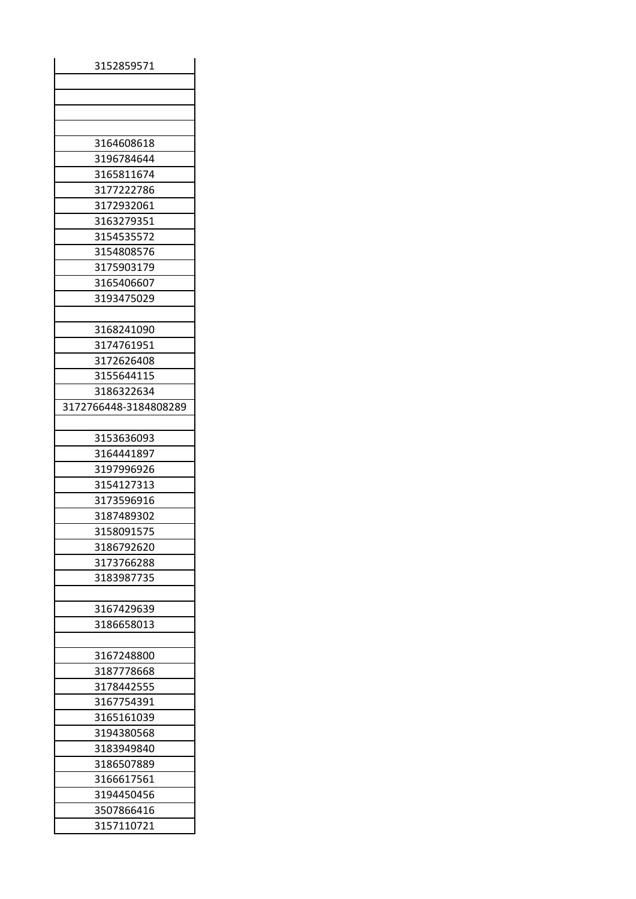| 3152859571 |
|---|
| |
| |
| |
| |
| 3164608618 |
| 3196784644 |
| 3165811674 |
| 3177222786 |
| 3172932061 |
| 3163279351 |
| 3154535572 |
| 3154808576 |
| 3175903179 |
| 3165406607 |
| 3193475029 |
| |
| 3168241090 |
| 3174761951 |
| 3172626408 |
| 3155644115 |
| 3186322634 |
| 3172766448-3184808289 |
| |
| 3153636093 |
| 3164441897 |
| 3197996926 |
| 3154127313 |
| 3173596916 |
| 3187489302 |
| 3158091575 |
| 3186792620 |
| 3173766288 |
| 3183987735 |
| |
| 3167429639 |
| 3186658013 |
| |
| 3167248800 |
| 3187778668 |
| 3178442555 |
| 3167754391 |
| 3165161039 |
| 3194380568 |
| 3183949840 |
| 3186507889 |
| 3166617561 |
| 3194450456 |
| 3507866416 |
| 3157110721 |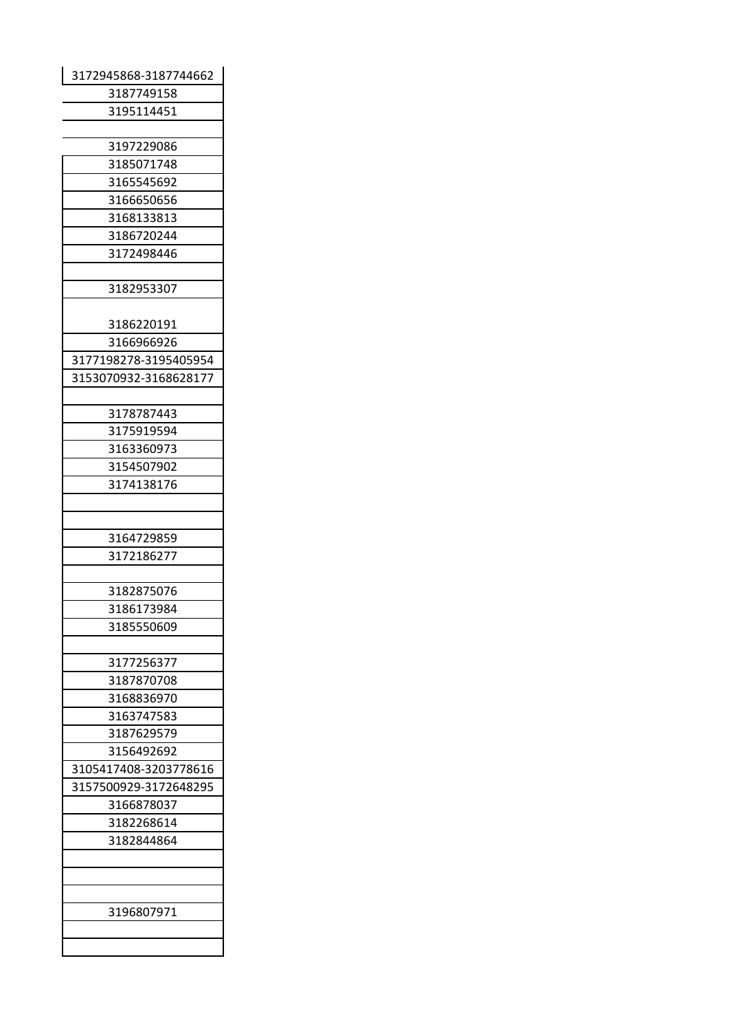| 3172945868-3187744662 |
|---|
| 3187749158 |
| 3195114451 |
| |
| 3197229086 |
| 3185071748 |
| 3165545692 |
| 3166650656 |
| 3168133813 |
| 3186720244 |
| 3172498446 |
| |
| 3182953307 |
| 3186220191 |
| 3166966926 |
| 3177198278-3195405954 |
| 3153070932-3168628177 |
| |
| 3178787443 |
| 3175919594 |
| 3163360973 |
| 3154507902 |
| 3174138176 |
| |
| |
| 3164729859 |
| 3172186277 |
| |
| 3182875076 |
| 3186173984 |
| 3185550609 |
| |
| 3177256377 |
| 3187870708 |
| 3168836970 |
| 3163747583 |
| 3187629579 |
| 3156492692 |
| 3105417408-3203778616 |
| 3157500929-3172648295 |
| 3166878037 |
| 3182268614 |
| 3182844864 |
| |
| |
| |
| 3196807971 |
| |
| |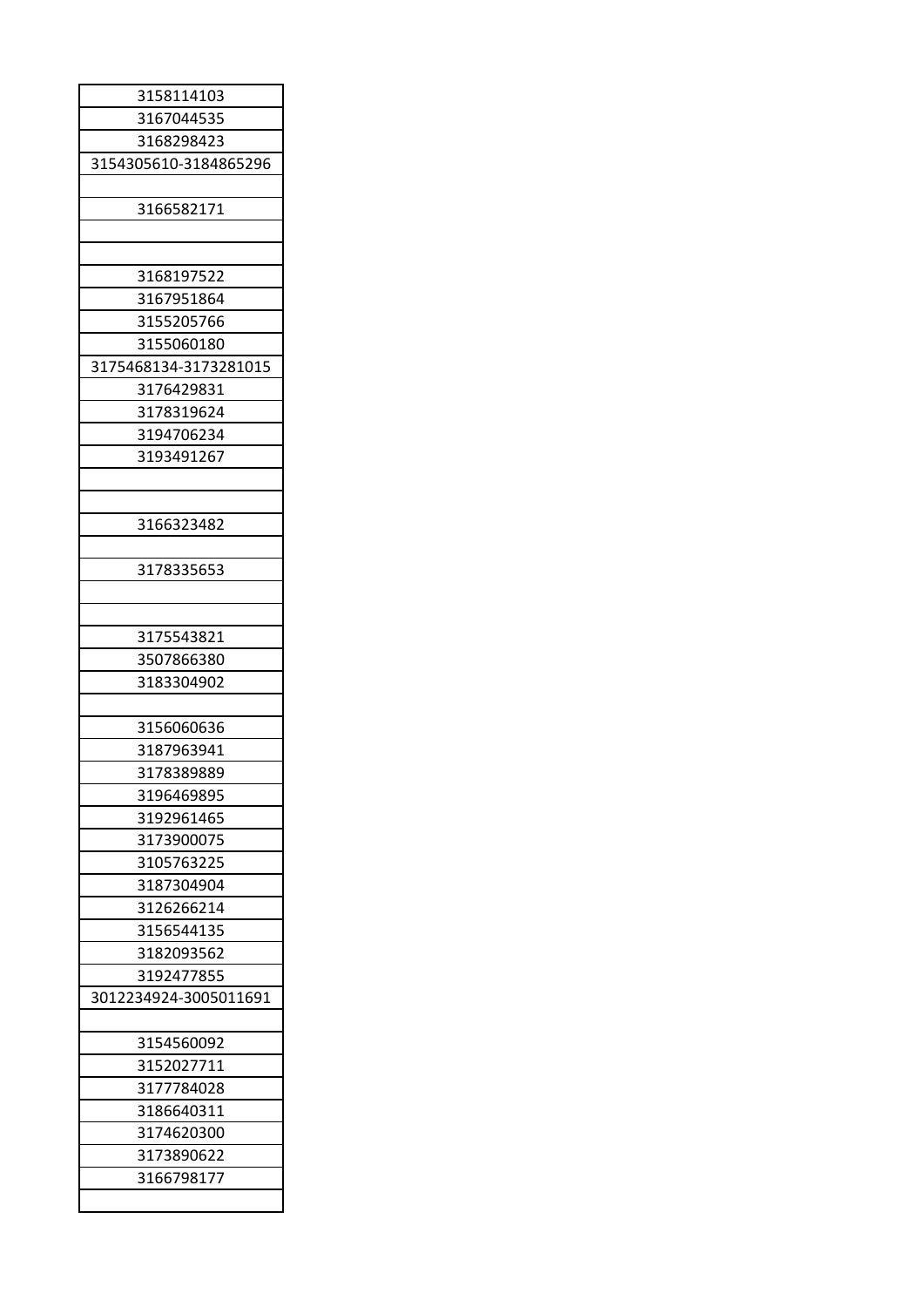| 3158114103 |
|---|
| 3167044535 |
| 3168298423 |
| 3154305610-3184865296 |
| |
| 3166582171 |
| |
| |
| 3168197522 |
| 3167951864 |
| 3155205766 |
| 3155060180 |
| 3175468134-3173281015 |
| 3176429831 |
| 3178319624 |
| 3194706234 |
| 3193491267 |
| |
| |
| 3166323482 |
| |
| 3178335653 |
| |
| |
| 3175543821 |
| 3507866380 |
| 3183304902 |
| |
| 3156060636 |
| 3187963941 |
| 3178389889 |
| 3196469895 |
| 3192961465 |
| 3173900075 |
| 3105763225 |
| 3187304904 |
| 3126266214 |
| 3156544135 |
| 3182093562 |
| 3192477855 |
| 3012234924-3005011691 |
| |
| 3154560092 |
| 3152027711 |
| 3177784028 |
| 3186640311 |
| 3174620300 |
| 3173890622 |
| 3166798177 |
| |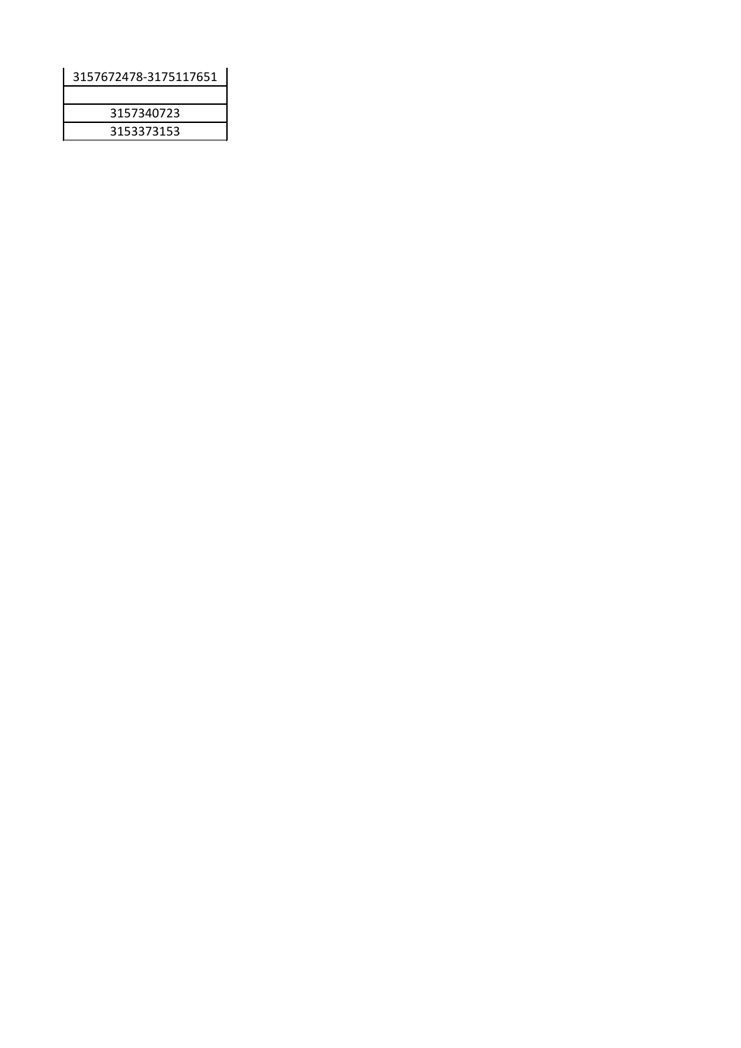| |
|---|
| 3157672478-3175117651 |
| |
| 3157340723 |
| 3153373153 |